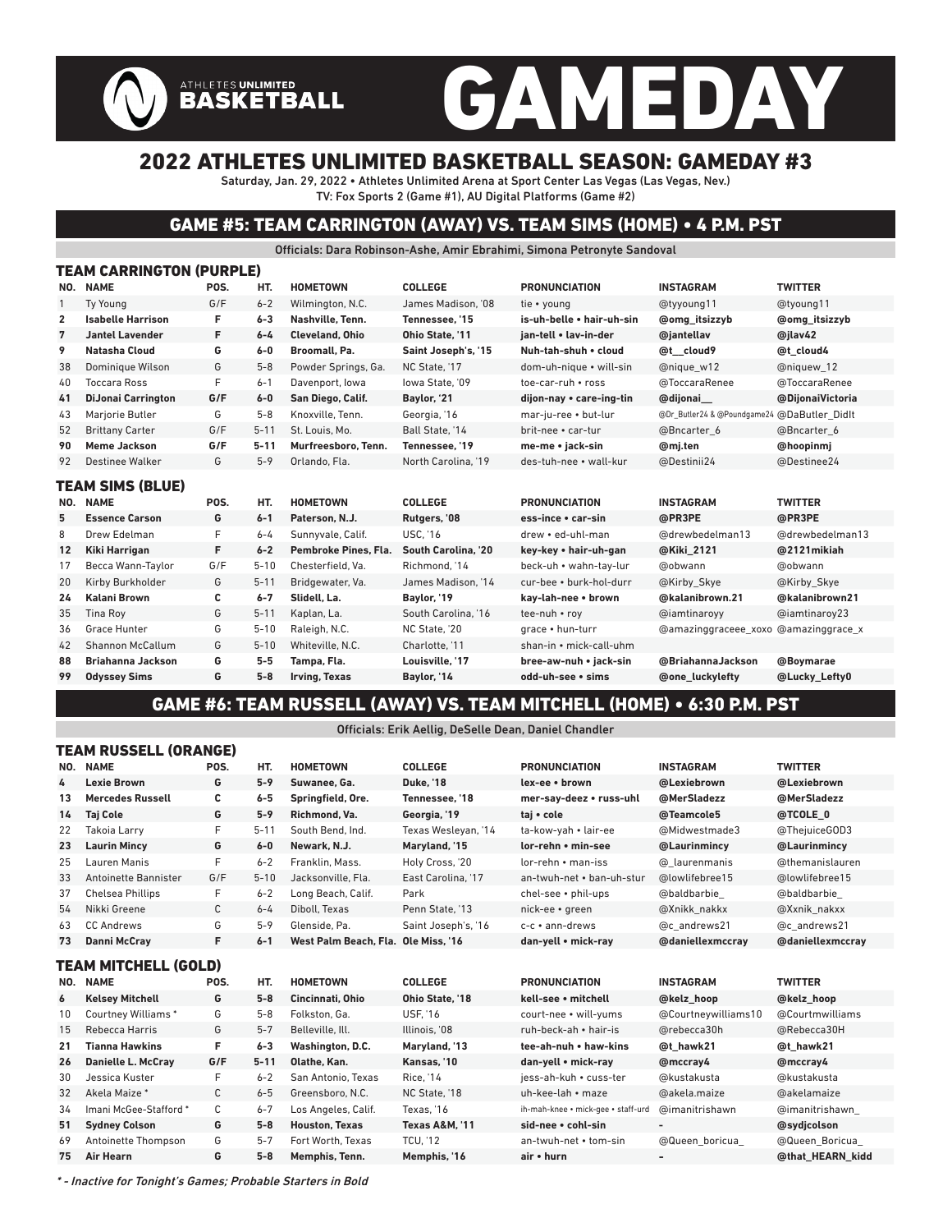# ATHLETES UNLIMITED BASKETBALL GAMEDAY

## 2022 ATHLETES UNLIMITED BASKETBALL SEASON: GAMEDAY #3

Saturday, Jan. 29, 2022 • Athletes Unlimited Arena at Sport Center Las Vegas (Las Vegas, Nev.)
TV: Fox Sports 2 (Game #1), AU Digital Platforms (Game #2)

## GAME #5: TEAM CARRINGTON (AWAY) VS. TEAM SIMS (HOME) • 4 P.M. PST

Officials: Dara Robinson-Ashe, Amir Ebrahimi, Simona Petronyte Sandoval

### TEAM CARRINGTON (PURPLE)

| NO. | NAME | POS. | HT. | HOMETOWN | COLLEGE | PRONUNCIATION | INSTAGRAM | TWITTER |
|---|---|---|---|---|---|---|---|---|
| 1 | Ty Young | G/F | 6-2 | Wilmington, N.C. | James Madison, '08 | tie • young | @tyyoung11 | @tyoung11 |
| **2** | **Isabelle Harrison** | **F** | **6-3** | **Nashville, Tenn.** | **Tennessee, '15** | **is-uh-belle • hair-uh-sin** | **@omg_itsizzyb** | **@omg_itsizzyb** |
| **7** | **Jantel Lavender** | **F** | **6-4** | **Cleveland, Ohio** | **Ohio State, '11** | **jan-tell • lav-in-der** | **@jantellav** | **@jlav42** |
| **9** | **Natasha Cloud** | **G** | **6-0** | **Broomall, Pa.** | **Saint Joseph's, '15** | **Nuh-tah-shuh • cloud** | **@t__cloud9** | **@t_cloud4** |
| 38 | Dominique Wilson | G | 5-8 | Powder Springs, Ga. | NC State, '17 | dom-uh-nique • will-sin | @nique_w12 | @niquew_12 |
| 40 | Toccara Ross | F | 6-1 | Davenport, Iowa | Iowa State, '09 | toe-car-ruh • ross | @ToccaraRenee | @ToccaraRenee |
| **41** | **DiJonai Carrington** | **G/F** | **6-0** | **San Diego, Calif.** | **Baylor, '21** | **dijon-nay • care-ing-tin** | **@dijonai__** | **@DijonaiVictoria** |
| 43 | Marjorie Butler | G | 5-8 | Knoxville, Tenn. | Georgia, '16 | mar-ju-ree • but-lur | @Dr_Butler24 & @Poundgame24 | @DaButler_DidIt |
| 52 | Brittany Carter | G/F | 5-11 | St. Louis, Mo. | Ball State, '14 | brit-nee • car-tur | @Bncarter_6 | @Bncarter_6 |
| **90** | **Meme Jackson** | **G/F** | **5-11** | **Murfreesboro, Tenn.** | **Tennessee, '19** | **me-me • jack-sin** | **@mj.ten** | **@hoopinmj** |
| 92 | Destinee Walker | G | 5-9 | Orlando, Fla. | North Carolina, '19 | des-tuh-nee • wall-kur | @Destinii24 | @Destinee24 |

### TEAM SIMS (BLUE)

| NO. | NAME | POS. | HT. | HOMETOWN | COLLEGE | PRONUNCIATION | INSTAGRAM | TWITTER |
|---|---|---|---|---|---|---|---|---|
| **5** | **Essence Carson** | **G** | **6-1** | **Paterson, N.J.** | **Rutgers, '08** | **ess-ince • car-sin** | **@PR3PE** | **@PR3PE** |
| 8 | Drew Edelman | F | 6-4 | Sunnyvale, Calif. | USC, '16 | drew • ed-uhl-man | @drewbedelman13 | @drewbedelman13 |
| **12** | **Kiki Harrigan** | **F** | **6-2** | **Pembroke Pines, Fla.** | **South Carolina, '20** | **key-key • hair-uh-gan** | **@Kiki_2121** | **@2121mikiah** |
| 17 | Becca Wann-Taylor | G/F | 5-10 | Chesterfield, Va. | Richmond, '14 | beck-uh • wahn-tay-lur | @obwann | @obwann |
| 20 | Kirby Burkholder | G | 5-11 | Bridgewater, Va. | James Madison, '14 | cur-bee • burk-hol-durr | @Kirby_Skye | @Kirby_Skye |
| **24** | **Kalani Brown** | **C** | **6-7** | **Slidell, La.** | **Baylor, '19** | **kay-lah-nee • brown** | **@kalanibrown.21** | **@kalanibrown21** |
| 35 | Tina Roy | G | 5-11 | Kaplan, La. | South Carolina, '16 | tee-nuh • roy | @iamtinaroyy | @iamtinaroy23 |
| 36 | Grace Hunter | G | 5-10 | Raleigh, N.C. | NC State, '20 | grace • hun-turr | @amazinggraceee_xoxo | @amazinggrace_x |
| 42 | Shannon McCallum | G | 5-10 | Whiteville, N.C. | Charlotte, '11 | shan-in • mick-call-uhm | | |
| **88** | **Briahanna Jackson** | **G** | **5-5** | **Tampa, Fla.** | **Louisville, '17** | **bree-aw-nuh • jack-sin** | **@BriahannaJackson** | **@Boymarae** |
| **99** | **Odyssey Sims** | **G** | **5-8** | **Irving, Texas** | **Baylor, '14** | **odd-uh-see • sims** | **@one_luckylefty** | **@Lucky_Lefty0** |

## GAME #6: TEAM RUSSELL (AWAY) VS. TEAM MITCHELL (HOME) • 6:30 P.M. PST

Officials: Erik Aellig, DeSelle Dean, Daniel Chandler

### TEAM RUSSELL (ORANGE)

| NO. | NAME | POS. | HT. | HOMETOWN | COLLEGE | PRONUNCIATION | INSTAGRAM | TWITTER |
|---|---|---|---|---|---|---|---|---|
| **4** | **Lexie Brown** | **G** | **5-9** | **Suwanee, Ga.** | **Duke, '18** | **lex-ee • brown** | **@Lexiebrown** | **@Lexiebrown** |
| **13** | **Mercedes Russell** | **C** | **6-5** | **Springfield, Ore.** | **Tennessee, '18** | **mer-say-deez • russ-uhl** | **@MerSladezz** | **@MerSladezz** |
| **14** | **Taj Cole** | **G** | **5-9** | **Richmond, Va.** | **Georgia, '19** | **taj • cole** | **@Teamcole5** | **@TCOLE_0** |
| 22 | Takoia Larry | F | 5-11 | South Bend, Ind. | Texas Wesleyan, '14 | ta-kow-yah • lair-ee | @Midwestmade3 | @ThejuiceGOD3 |
| **23** | **Laurin Mincy** | **G** | **6-0** | **Newark, N.J.** | **Maryland, '15** | **lor-rehn • min-see** | **@Laurinmincy** | **@Laurinmincy** |
| 25 | Lauren Manis | F | 6-2 | Franklin, Mass. | Holy Cross, '20 | lor-rehn • man-iss | @_laurenmanis | @themanislauren |
| 33 | Antoinette Bannister | G/F | 5-10 | Jacksonville, Fla. | East Carolina, '17 | an-twuh-net • ban-uh-stur | @lowlifebree15 | @lowlifebree15 |
| 37 | Chelsea Phillips | F | 6-2 | Long Beach, Calif. | Park | chel-see • phil-ups | @baldbarbie_ | @baldbarbie_ |
| 54 | Nikki Greene | C | 6-4 | Diboll, Texas | Penn State, '13 | nick-ee • green | @Xnikk_nakkx | @Xxnik_nakxx |
| 63 | CC Andrews | G | 5-9 | Glenside, Pa. | Saint Joseph's, '16 | c-c • ann-drews | @c_andrews21 | @c_andrews21 |
| **73** | **Danni McCray** | **F** | **6-1** | **West Palm Beach, Fla.** | **Ole Miss, '16** | **dan-yell • mick-ray** | **@daniellexmccray** | **@daniellexmccray** |

### TEAM MITCHELL (GOLD)

| NO. | NAME | POS. | HT. | HOMETOWN | COLLEGE | PRONUNCIATION | INSTAGRAM | TWITTER |
|---|---|---|---|---|---|---|---|---|
| **6** | **Kelsey Mitchell** | **G** | **5-8** | **Cincinnati, Ohio** | **Ohio State, '18** | **kell-see • mitchell** | **@kelz_hoop** | **@kelz_hoop** |
| 10 | Courtney Williams * | G | 5-8 | Folkston, Ga. | USF, '16 | court-nee • will-yums | @Courtneywilliams10 | @Courtmwilliams |
| 15 | Rebecca Harris | G | 5-7 | Belleville, Ill. | Illinois, '08 | ruh-beck-ah • hair-is | @rebecca30h | @Rebecca30H |
| **21** | **Tianna Hawkins** | **F** | **6-3** | **Washington, D.C.** | **Maryland, '13** | **tee-ah-nuh • haw-kins** | **@t_hawk21** | **@t_hawk21** |
| **26** | **Danielle L. McCray** | **G/F** | **5-11** | **Olathe, Kan.** | **Kansas, '10** | **dan-yell • mick-ray** | **@mccray4** | **@mccray4** |
| 30 | Jessica Kuster | F | 6-2 | San Antonio, Texas | Rice, '14 | jess-ah-kuh • cuss-ter | @kustakusta | @kustakusta |
| 32 | Akela Maize * | C | 6-5 | Greensboro, N.C. | NC State, '18 | uh-kee-lah • maze | @akela.maize | @akelamaize |
| 34 | Imani McGee-Stafford * | C | 6-7 | Los Angeles, Calif. | Texas, '16 | ih-mah-knee • mick-gee • staff-urd | @imanitrishawn | @imanitrishawn_ |
| **51** | **Sydney Colson** | **G** | **5-8** | **Houston, Texas** | **Texas A&M, '11** | **sid-nee • cohl-sin** | **-** | **@sydjcolson** |
| 69 | Antoinette Thompson | G | 5-7 | Fort Worth, Texas | TCU, '12 | an-twuh-net • tom-sin | @Queen_boricua_ | @Queen_Boricua_ |
| **75** | **Air Hearn** | **G** | **5-8** | **Memphis, Tenn.** | **Memphis, '16** | **air • hurn** | **-** | **@that_HEARN_kidd** |

*\* - Inactive for Tonight's Games; Probable Starters in Bold*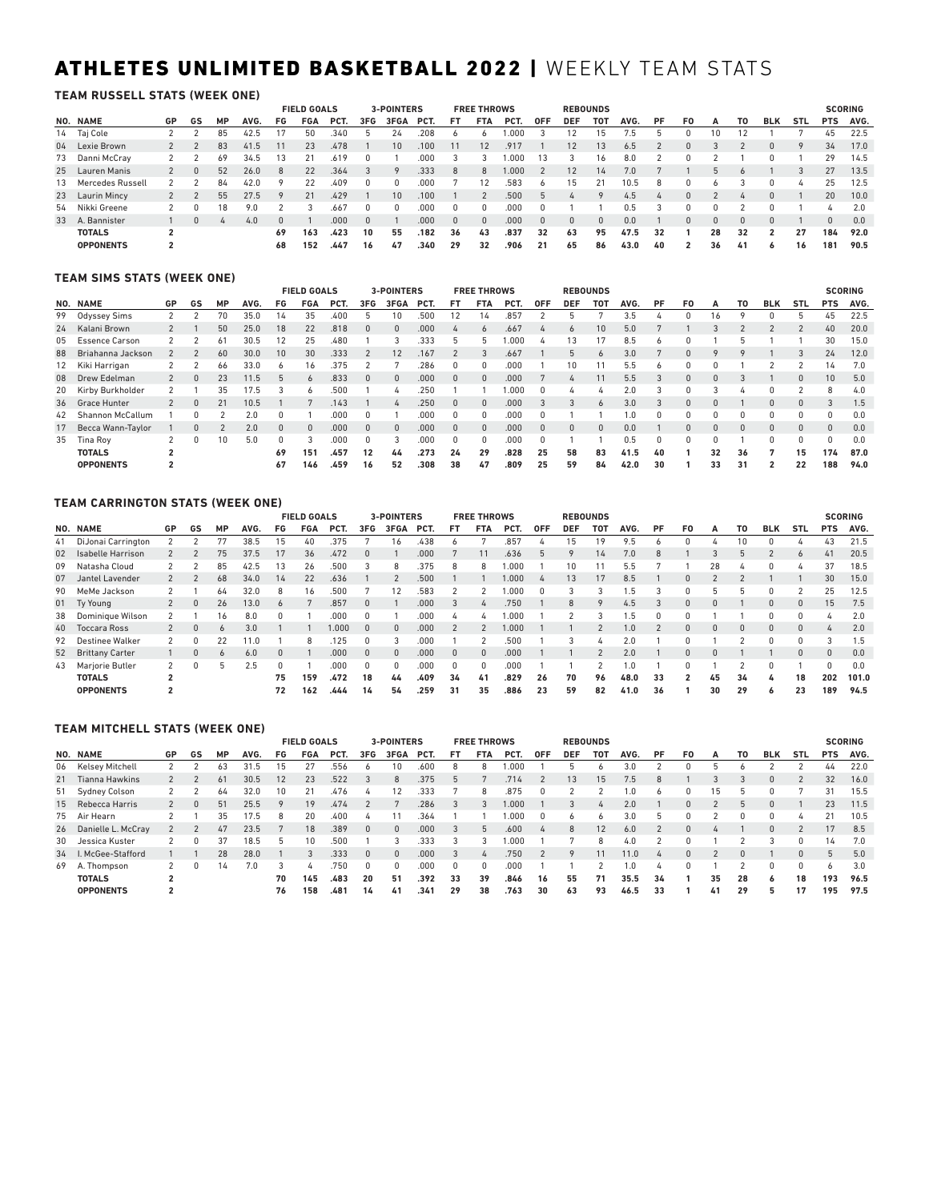# ATHLETES UNLIMITED BASKETBALL 2022 | WEEKLY TEAM STATS

## TEAM RUSSELL STATS (WEEK ONE)

| | | | | | | FIELD GOALS | | | 3-POINTERS | | | FREE THROWS | | | REBOUNDS | | | | | | | | | | SCORING | |
|---|---|---|---|---|---|---|---|---|---|---|---|---|---|---|---|---|---|---|---|---|---|---|---|---|---|---|
| NO. | NAME | GP | GS | MP | AVG. | FG | FGA | PCT. | 3FG | 3FGA | PCT. | FT | FTA | PCT. | OFF | DEF | TOT | AVG. | PF | FO | A | TO | BLK | STL | PTS | AVG. |
| 14 | Taj Cole | 2 | 2 | 85 | 42.5 | 17 | 50 | .340 | 5 | 24 | .208 | 6 | 6 | 1.000 | 3 | 12 | 15 | 7.5 | 5 | 0 | 10 | 12 | 1 | 7 | 45 | 22.5 |
| 04 | Lexie Brown | 2 | 2 | 83 | 41.5 | 11 | 23 | .478 | 1 | 10 | .100 | 11 | 12 | .917 | 1 | 12 | 13 | 6.5 | 2 | 0 | 3 | 2 | 0 | 9 | 34 | 17.0 |
| 73 | Danni McCray | 2 | 2 | 69 | 34.5 | 13 | 21 | .619 | 0 | 1 | .000 | 3 | 3 | 1.000 | 13 | 3 | 16 | 8.0 | 2 | 0 | 2 | 1 | 0 | 1 | 29 | 14.5 |
| 25 | Lauren Manis | 2 | 0 | 52 | 26.0 | 8 | 22 | .364 | 3 | 9 | .333 | 8 | 8 | 1.000 | 2 | 12 | 14 | 7.0 | 7 | 1 | 5 | 6 | 1 | 3 | 27 | 13.5 |
| 13 | Mercedes Russell | 2 | 2 | 84 | 42.0 | 9 | 22 | .409 | 0 | 0 | .000 | 7 | 12 | .583 | 6 | 15 | 21 | 10.5 | 8 | 0 | 6 | 3 | 0 | 4 | 25 | 12.5 |
| 23 | Laurin Mincy | 2 | 2 | 55 | 27.5 | 9 | 21 | .429 | 1 | 10 | .100 | 1 | 2 | .500 | 5 | 4 | 9 | 4.5 | 4 | 0 | 2 | 4 | 0 | 1 | 20 | 10.0 |
| 54 | Nikki Greene | 2 | 0 | 18 | 9.0 | 2 | 3 | .667 | 0 | 0 | .000 | 0 | 0 | .000 | 0 | 1 | 1 | 0.5 | 3 | 0 | 0 | 2 | 0 | 1 | 4 | 2.0 |
| 33 | A. Bannister | 1 | 0 | 4 | 4.0 | 0 | 1 | .000 | 0 | 1 | .000 | 0 | 0 | .000 | 0 | 0 | 0 | 0.0 | 1 | 0 | 0 | 0 | 0 | 1 | 0 | 0.0 |
| | **TOTALS** | **2** | | | | **69** | **163** | **.423** | **10** | **55** | **.182** | **36** | **43** | **.837** | **32** | **63** | **95** | **47.5** | **32** | **1** | **28** | **32** | **2** | **27** | **184** | **92.0** |
| | **OPPONENTS** | **2** | | | | **68** | **152** | **.447** | **16** | **47** | **.340** | **29** | **32** | **.906** | **21** | **65** | **86** | **43.0** | **40** | **2** | **36** | **41** | **6** | **16** | **181** | **90.5** |

## TEAM SIMS STATS (WEEK ONE)

| | | | | | | FIELD GOALS | | | 3-POINTERS | | | FREE THROWS | | | REBOUNDS | | | | | | | | | | SCORING | |
|---|---|---|---|---|---|---|---|---|---|---|---|---|---|---|---|---|---|---|---|---|---|---|---|---|---|---|
| NO. | NAME | GP | GS | MP | AVG. | FG | FGA | PCT. | 3FG | 3FGA | PCT. | FT | FTA | PCT. | OFF | DEF | TOT | AVG. | PF | FO | A | TO | BLK | STL | PTS | AVG. |
| 99 | Odyssey Sims | 2 | 2 | 70 | 35.0 | 14 | 35 | .400 | 5 | 10 | .500 | 12 | 14 | .857 | 2 | 5 | 7 | 3.5 | 4 | 0 | 16 | 9 | 0 | 5 | 45 | 22.5 |
| 24 | Kalani Brown | 2 | 1 | 50 | 25.0 | 18 | 22 | .818 | 0 | 0 | .000 | 4 | 6 | .667 | 4 | 6 | 10 | 5.0 | 7 | 1 | 3 | 2 | 2 | 2 | 40 | 20.0 |
| 05 | Essence Carson | 2 | 2 | 61 | 30.5 | 12 | 25 | .480 | 1 | 3 | .333 | 5 | 5 | 1.000 | 4 | 13 | 17 | 8.5 | 6 | 0 | 1 | 5 | 1 | 1 | 30 | 15.0 |
| 88 | Briahanna Jackson | 2 | 2 | 60 | 30.0 | 10 | 30 | .333 | 2 | 12 | .167 | 2 | 3 | .667 | 1 | 5 | 6 | 3.0 | 7 | 0 | 9 | 9 | 1 | 3 | 24 | 12.0 |
| 12 | Kiki Harrigan | 2 | 2 | 66 | 33.0 | 6 | 16 | .375 | 2 | 7 | .286 | 0 | 0 | .000 | 1 | 10 | 11 | 5.5 | 6 | 0 | 0 | 1 | 2 | 2 | 14 | 7.0 |
| 08 | Drew Edelman | 2 | 0 | 23 | 11.5 | 5 | 6 | .833 | 0 | 0 | .000 | 0 | 0 | .000 | 7 | 4 | 11 | 5.5 | 3 | 0 | 0 | 3 | 1 | 0 | 10 | 5.0 |
| 20 | Kirby Burkholder | 2 | 1 | 35 | 17.5 | 3 | 6 | .500 | 1 | 4 | .250 | 1 | 1 | 1.000 | 0 | 4 | 4 | 2.0 | 3 | 0 | 3 | 4 | 0 | 2 | 8 | 4.0 |
| 36 | Grace Hunter | 2 | 0 | 21 | 10.5 | 1 | 7 | .143 | 1 | 4 | .250 | 0 | 0 | .000 | 3 | 3 | 6 | 3.0 | 3 | 0 | 0 | 1 | 0 | 0 | 3 | 1.5 |
| 42 | Shannon McCallum | 1 | 0 | 2 | 2.0 | 0 | 1 | .000 | 0 | 1 | .000 | 0 | 0 | .000 | 0 | 1 | 1 | 1.0 | 0 | 0 | 0 | 0 | 0 | 0 | 0 | 0.0 |
| 17 | Becca Wann-Taylor | 1 | 0 | 2 | 2.0 | 0 | 0 | .000 | 0 | 0 | .000 | 0 | 0 | .000 | 0 | 0 | 0 | 0.0 | 1 | 0 | 0 | 0 | 0 | 0 | 0 | 0.0 |
| 35 | Tina Roy | 2 | 0 | 10 | 5.0 | 0 | 3 | .000 | 0 | 3 | .000 | 0 | 0 | .000 | 0 | 1 | 1 | 0.5 | 0 | 0 | 0 | 1 | 0 | 0 | 0 | 0.0 |
| | **TOTALS** | **2** | | | | **69** | **151** | **.457** | **12** | **44** | **.273** | **24** | **29** | **.828** | **25** | **58** | **83** | **41.5** | **40** | **1** | **32** | **36** | **7** | **15** | **174** | **87.0** |
| | **OPPONENTS** | **2** | | | | **67** | **146** | **.459** | **16** | **52** | **.308** | **38** | **47** | **.809** | **25** | **59** | **84** | **42.0** | **30** | **1** | **33** | **31** | **2** | **22** | **188** | **94.0** |

## TEAM CARRINGTON STATS (WEEK ONE)

| | | | | | | FIELD GOALS | | | 3-POINTERS | | | FREE THROWS | | | REBOUNDS | | | | | | | | | | SCORING | |
|---|---|---|---|---|---|---|---|---|---|---|---|---|---|---|---|---|---|---|---|---|---|---|---|---|---|---|
| NO. | NAME | GP | GS | MP | AVG. | FG | FGA | PCT. | 3FG | 3FGA | PCT. | FT | FTA | PCT. | OFF | DEF | TOT | AVG. | PF | FO | A | TO | BLK | STL | PTS | AVG. |
| 41 | DiJonai Carrington | 2 | 2 | 77 | 38.5 | 15 | 40 | .375 | 7 | 16 | .438 | 6 | 7 | .857 | 4 | 15 | 19 | 9.5 | 6 | 0 | 4 | 10 | 0 | 4 | 43 | 21.5 |
| 02 | Isabelle Harrison | 2 | 2 | 75 | 37.5 | 17 | 36 | .472 | 0 | 1 | .000 | 7 | 11 | .636 | 5 | 9 | 14 | 7.0 | 8 | 1 | 3 | 5 | 2 | 6 | 41 | 20.5 |
| 09 | Natasha Cloud | 2 | 2 | 85 | 42.5 | 13 | 26 | .500 | 3 | 8 | .375 | 8 | 8 | 1.000 | 1 | 10 | 11 | 5.5 | 7 | 1 | 28 | 4 | 0 | 4 | 37 | 18.5 |
| 07 | Jantel Lavender | 2 | 2 | 68 | 34.0 | 14 | 22 | .636 | 1 | 2 | .500 | 1 | 1 | 1.000 | 4 | 13 | 17 | 8.5 | 1 | 0 | 2 | 2 | 1 | 1 | 30 | 15.0 |
| 90 | MeMe Jackson | 2 | 1 | 64 | 32.0 | 8 | 16 | .500 | 7 | 12 | .583 | 2 | 2 | 1.000 | 0 | 3 | 3 | 1.5 | 3 | 0 | 5 | 5 | 0 | 2 | 25 | 12.5 |
| 01 | Ty Young | 2 | 0 | 26 | 13.0 | 6 | 7 | .857 | 0 | 1 | .000 | 3 | 4 | .750 | 1 | 8 | 9 | 4.5 | 3 | 0 | 0 | 1 | 0 | 0 | 15 | 7.5 |
| 38 | Dominique Wilson | 2 | 1 | 16 | 8.0 | 0 | 1 | .000 | 0 | 1 | .000 | 4 | 4 | 1.000 | 1 | 2 | 3 | 1.5 | 0 | 0 | 1 | 1 | 0 | 0 | 4 | 2.0 |
| 40 | Toccara Ross | 2 | 0 | 6 | 3.0 | 1 | 1 | 1.000 | 0 | 0 | .000 | 2 | 2 | 1.000 | 1 | 1 | 2 | 1.0 | 2 | 0 | 0 | 0 | 0 | 0 | 4 | 2.0 |
| 92 | Destinee Walker | 2 | 0 | 22 | 11.0 | 1 | 8 | .125 | 0 | 3 | .000 | 1 | 2 | .500 | 1 | 3 | 4 | 2.0 | 1 | 0 | 1 | 2 | 0 | 0 | 3 | 1.5 |
| 52 | Brittany Carter | 1 | 0 | 6 | 6.0 | 0 | 1 | .000 | 0 | 0 | .000 | 0 | 0 | .000 | 1 | 1 | 2 | 2.0 | 1 | 0 | 0 | 1 | 1 | 0 | 0 | 0.0 |
| 43 | Marjorie Butler | 2 | 0 | 5 | 2.5 | 0 | 1 | .000 | 0 | 0 | .000 | 0 | 0 | .000 | 1 | 1 | 2 | 1.0 | 1 | 0 | 1 | 2 | 0 | 1 | 0 | 0.0 |
| | **TOTALS** | **2** | | | | **75** | **159** | **.472** | **18** | **44** | **.409** | **34** | **41** | **.829** | **26** | **70** | **96** | **48.0** | **33** | **2** | **45** | **34** | **4** | **18** | **202** | **101.0** |
| | **OPPONENTS** | **2** | | | | **72** | **162** | **.444** | **14** | **54** | **.259** | **31** | **35** | **.886** | **23** | **59** | **82** | **41.0** | **36** | **1** | **30** | **29** | **6** | **23** | **189** | **94.5** |

## TEAM MITCHELL STATS (WEEK ONE)

| | | | | | | FIELD GOALS | | | 3-POINTERS | | | FREE THROWS | | | REBOUNDS | | | | | | | | | | SCORING | |
|---|---|---|---|---|---|---|---|---|---|---|---|---|---|---|---|---|---|---|---|---|---|---|---|---|---|---|
| NO. | NAME | GP | GS | MP | AVG. | FG | FGA | PCT. | 3FG | 3FGA | PCT. | FT | FTA | PCT. | OFF | DEF | TOT | AVG. | PF | FO | A | TO | BLK | STL | PTS | AVG. |
| 06 | Kelsey Mitchell | 2 | 2 | 63 | 31.5 | 15 | 27 | .556 | 6 | 10 | .600 | 8 | 8 | 1.000 | 1 | 5 | 6 | 3.0 | 2 | 0 | 5 | 6 | 2 | 2 | 44 | 22.0 |
| 21 | Tianna Hawkins | 2 | 2 | 61 | 30.5 | 12 | 23 | .522 | 3 | 8 | .375 | 5 | 7 | .714 | 2 | 13 | 15 | 7.5 | 8 | 1 | 3 | 3 | 0 | 2 | 32 | 16.0 |
| 51 | Sydney Colson | 2 | 2 | 64 | 32.0 | 10 | 21 | .476 | 4 | 12 | .333 | 7 | 8 | .875 | 0 | 2 | 2 | 1.0 | 6 | 0 | 15 | 5 | 0 | 7 | 31 | 15.5 |
| 15 | Rebecca Harris | 2 | 0 | 51 | 25.5 | 9 | 19 | .474 | 2 | 7 | .286 | 3 | 3 | 1.000 | 1 | 3 | 4 | 2.0 | 1 | 0 | 2 | 5 | 0 | 1 | 23 | 11.5 |
| 75 | Air Hearn | 2 | 1 | 35 | 17.5 | 8 | 20 | .400 | 4 | 11 | .364 | 1 | 1 | 1.000 | 0 | 6 | 6 | 3.0 | 5 | 0 | 2 | 0 | 0 | 4 | 21 | 10.5 |
| 26 | Danielle L. McCray | 2 | 2 | 47 | 23.5 | 7 | 18 | .389 | 0 | 0 | .000 | 3 | 5 | .600 | 4 | 8 | 12 | 6.0 | 2 | 0 | 4 | 1 | 0 | 2 | 17 | 8.5 |
| 30 | Jessica Kuster | 2 | 0 | 37 | 18.5 | 5 | 10 | .500 | 1 | 3 | .333 | 3 | 3 | 1.000 | 1 | 7 | 8 | 4.0 | 2 | 0 | 1 | 2 | 3 | 0 | 14 | 7.0 |
| 34 | I. McGee-Stafford | 1 | 1 | 28 | 28.0 | 1 | 3 | .333 | 0 | 0 | .000 | 3 | 4 | .750 | 2 | 9 | 11 | 11.0 | 4 | 0 | 2 | 0 | 1 | 0 | 5 | 5.0 |
| 69 | A. Thompson | 2 | 0 | 14 | 7.0 | 3 | 4 | .750 | 0 | 0 | .000 | 0 | 0 | .000 | 1 | 1 | 2 | 1.0 | 4 | 0 | 1 | 2 | 0 | 0 | 6 | 3.0 |
| | **TOTALS** | **2** | | | | **70** | **145** | **.483** | **20** | **51** | **.392** | **33** | **39** | **.846** | **16** | **55** | **71** | **35.5** | **34** | **1** | **35** | **28** | **6** | **18** | **193** | **96.5** |
| | **OPPONENTS** | **2** | | | | **76** | **158** | **.481** | **14** | **41** | **.341** | **29** | **38** | **.763** | **30** | **63** | **93** | **46.5** | **33** | **1** | **41** | **29** | **5** | **17** | **195** | **97.5** |